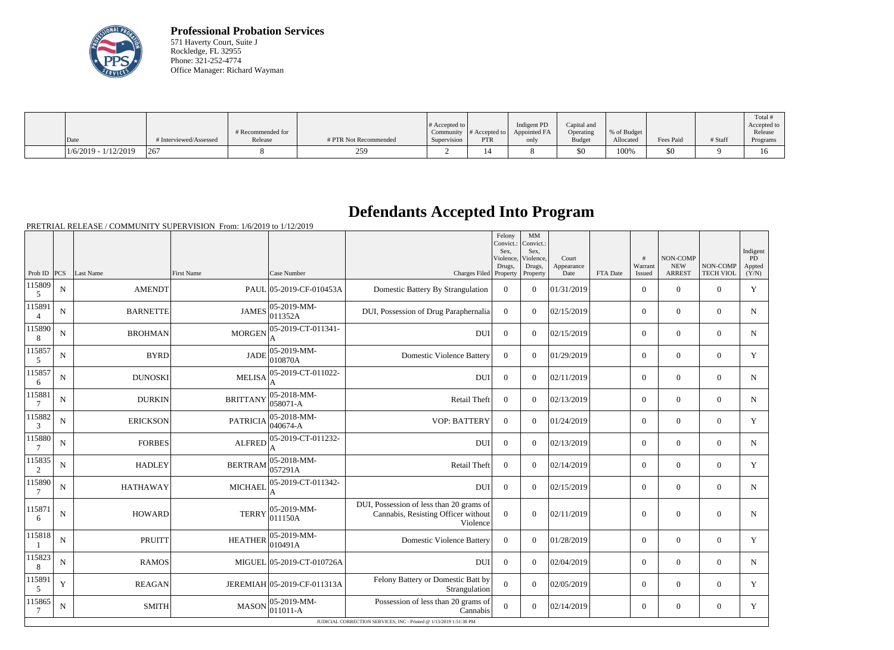**Professional Probation Services**
571 Haverty Court, Suite J
Rockledge, FL 32955
Phone: 321-252-4774
Office Manager: Richard Wayman

| Date | # Interviewed/Assessed | # Recommended for Release | # PTR Not Recommended | # Accepted to Community Supervision | # Accepted to PTR | Indigent PD Appointed FA only | Capital and Operating Budget | % of Budget Allocated | Fees Paid | # Staff | Total # Accepted to Release Programs |
|---|---|---|---|---|---|---|---|---|---|---|---|
| 1/6/2019 - 1/12/2019 | 267 | 8 | 259 | 2 | 14 | 8 | $0 | 100% | $0 | 9 | 16 |

# Defendants Accepted Into Program

PRETRIAL RELEASE / COMMUNITY SUPERVISION From: 1/6/2019 to 1/12/2019

| Prob ID | PCS | Last Name | First Name | Case Number | Charges Filed | Felony Convict.: Sex, Violence, Drugs, Property | MM Convict.: Sex, Violence, Drugs, Property | Court Appearance Date | FTA Date | # Warrant Issued | NON-COMP NEW ARREST | NON-COMP TECH VIOL | Indigent PD Appted (Y/N) |
|---|---|---|---|---|---|---|---|---|---|---|---|---|---|
| 1158095 | N | AMENDT | PAUL | 05-2019-CF-010453A | Domestic Battery By Strangulation | 0 | 0 | 01/31/2019 | | 0 | 0 | 0 | Y |
| 1158914 | N | BARNETTE | JAMES | 05-2019-MM-011352A | DUI, Possession of Drug Paraphernalia | 0 | 0 | 02/15/2019 | | 0 | 0 | 0 | N |
| 1158908 | N | BROHMAN | MORGEN | 05-2019-CT-011341-A | DUI | 0 | 0 | 02/15/2019 | | 0 | 0 | 0 | N |
| 1158575 | N | BYRD | JADE | 05-2019-MM-010870A | Domestic Violence Battery | 0 | 0 | 01/29/2019 | | 0 | 0 | 0 | Y |
| 1158576 | N | DUNOSKI | MELISA | 05-2019-CT-011022-A | DUI | 0 | 0 | 02/11/2019 | | 0 | 0 | 0 | N |
| 1158817 | N | DURKIN | BRITTANY | 05-2018-MM-058071-A | Retail Theft | 0 | 0 | 02/13/2019 | | 0 | 0 | 0 | N |
| 1158823 | N | ERICKSON | PATRICIA | 05-2018-MM-040674-A | VOP: BATTERY | 0 | 0 | 01/24/2019 | | 0 | 0 | 0 | Y |
| 1158807 | N | FORBES | ALFRED | 05-2019-CT-011232-A | DUI | 0 | 0 | 02/13/2019 | | 0 | 0 | 0 | N |
| 1158352 | N | HADLEY | BERTRAM | 05-2018-MM-057291A | Retail Theft | 0 | 0 | 02/14/2019 | | 0 | 0 | 0 | Y |
| 1158907 | N | HATHAWAY | MICHAEL | 05-2019-CT-011342-A | DUI | 0 | 0 | 02/15/2019 | | 0 | 0 | 0 | N |
| 1158716 | N | HOWARD | TERRY | 05-2019-MM-011150A | DUI, Possession of less than 20 grams of Cannabis, Resisting Officer without Violence | 0 | 0 | 02/11/2019 | | 0 | 0 | 0 | N |
| 1158181 | N | PRUITT | HEATHER | 05-2019-MM-010491A | Domestic Violence Battery | 0 | 0 | 01/28/2019 | | 0 | 0 | 0 | Y |
| 1158238 | N | RAMOS | MIGUEL | 05-2019-CT-010726A | DUI | 0 | 0 | 02/04/2019 | | 0 | 0 | 0 | N |
| 1158915 | Y | REAGAN | JEREMIAH | 05-2019-CF-011313A | Felony Battery or Domestic Batt by Strangulation | 0 | 0 | 02/05/2019 | | 0 | 0 | 0 | Y |
| 1158657 | N | SMITH | MASON | 05-2019-MM-011011-A | Possession of less than 20 grams of Cannabis | 0 | 0 | 02/14/2019 | | 0 | 0 | 0 | Y |

JUDICIAL CORRECTION SERVICES, INC - Printed @ 1/13/2019 1:51:38 PM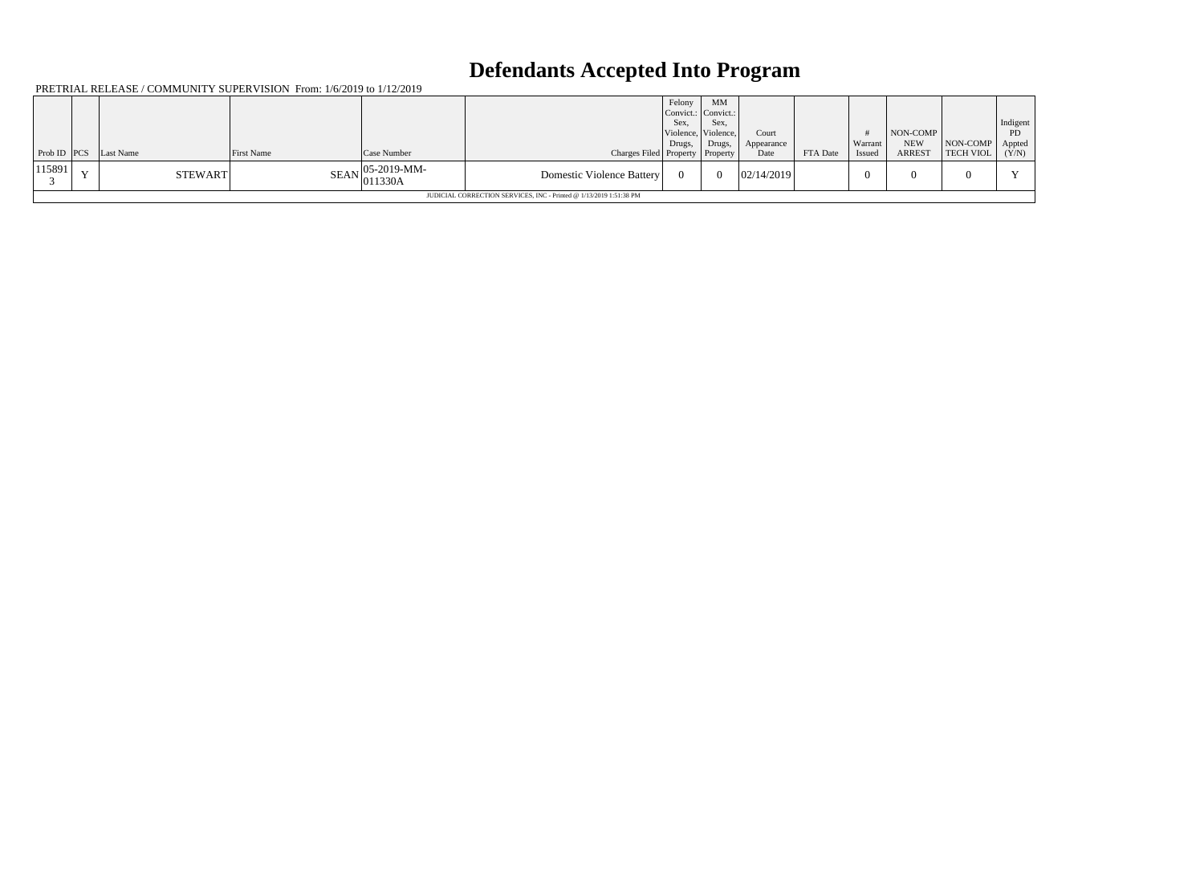# Defendants Accepted Into Program

PRETRIAL RELEASE / COMMUNITY SUPERVISION From: 1/6/2019 to 1/12/2019

| Prob ID | PCS | Last Name | First Name | Case Number | Charges Filed | Felony Convict.: Sex, Violence, Drugs, Property | MM Convict.: Sex, Violence, Drugs, Property | Court Appearance Date | FTA Date | # Warrant Issued | NON-COMP NEW ARREST | NON-COMP TECH VIOL | Indigent PD Appted (Y/N) |
|---|---|---|---|---|---|---|---|---|---|---|---|---|---|
| 1158913 | Y | STEWART | SEAN | 05-2019-MM-011330A | Domestic Violence Battery | 0 | 0 | 02/14/2019 | | 0 | 0 | 0 | Y |

JUDICIAL CORRECTION SERVICES, INC - Printed @ 1/13/2019 1:51:38 PM